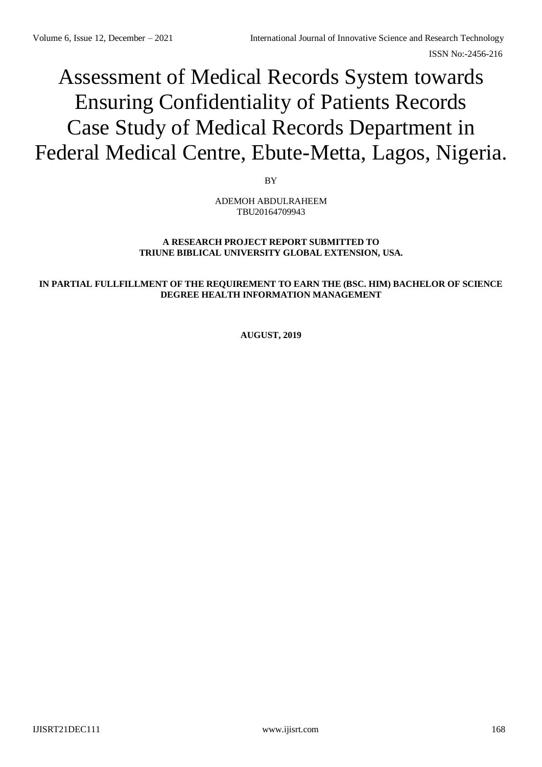# Assessment of Medical Records System towards Ensuring Confidentiality of Patients Records Case Study of Medical Records Department in Federal Medical Centre, Ebute-Metta, Lagos, Nigeria.

BY

ADEMOH ABDULRAHEEM
TBU20164709943

**A RESEARCH PROJECT REPORT SUBMITTED TO TRIUNE BIBLICAL UNIVERSITY GLOBAL EXTENSION, USA.**

**IN PARTIAL FULLFILLMENT OF THE REQUIREMENT TO EARN THE (BSC. HIM) BACHELOR OF SCIENCE DEGREE HEALTH INFORMATION MANAGEMENT**

**AUGUST, 2019**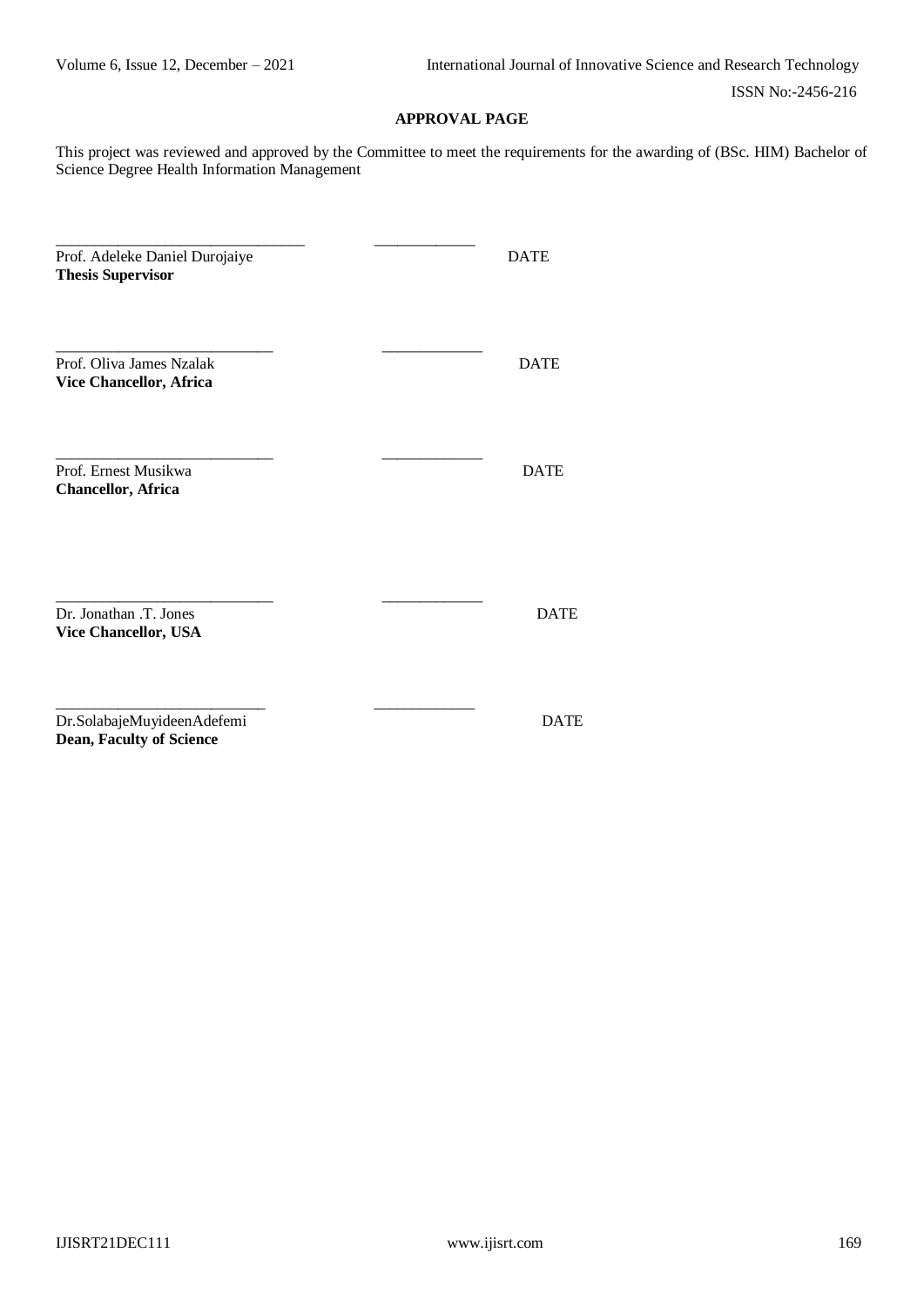## APPROVAL PAGE

This project was reviewed and approved by the Committee to meet the requirements for the awarding of (BSc. HIM) Bachelor of Science Degree Health Information Management

______________________________ ____________

Prof. Adeleke Daniel Durojaiye DATE
**Thesis Supervisor**

__________________________ ____________

Prof. Oliva James Nzalak DATE
**Vice Chancellor, Africa**

__________________________ ____________

Prof. Ernest Musikwa DATE
**Chancellor, Africa**

__________________________ ____________

Dr. Jonathan .T. Jones DATE
**Vice Chancellor, USA**

_________________________ ____________

Dr.SolabajeMuyideenAdefemi DATE
**Dean, Faculty of Science**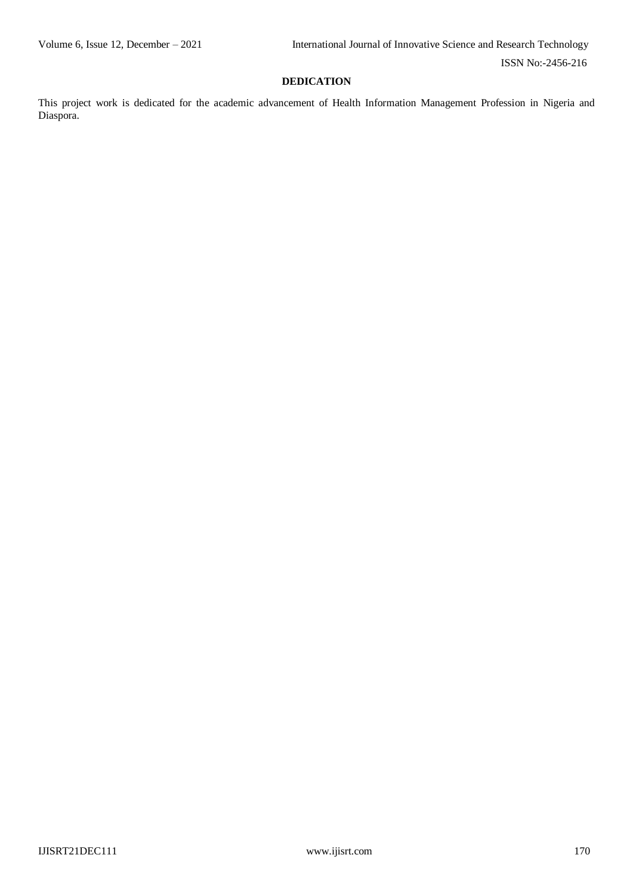## DEDICATION

This project work is dedicated for the academic advancement of Health Information Management Profession in Nigeria and Diaspora.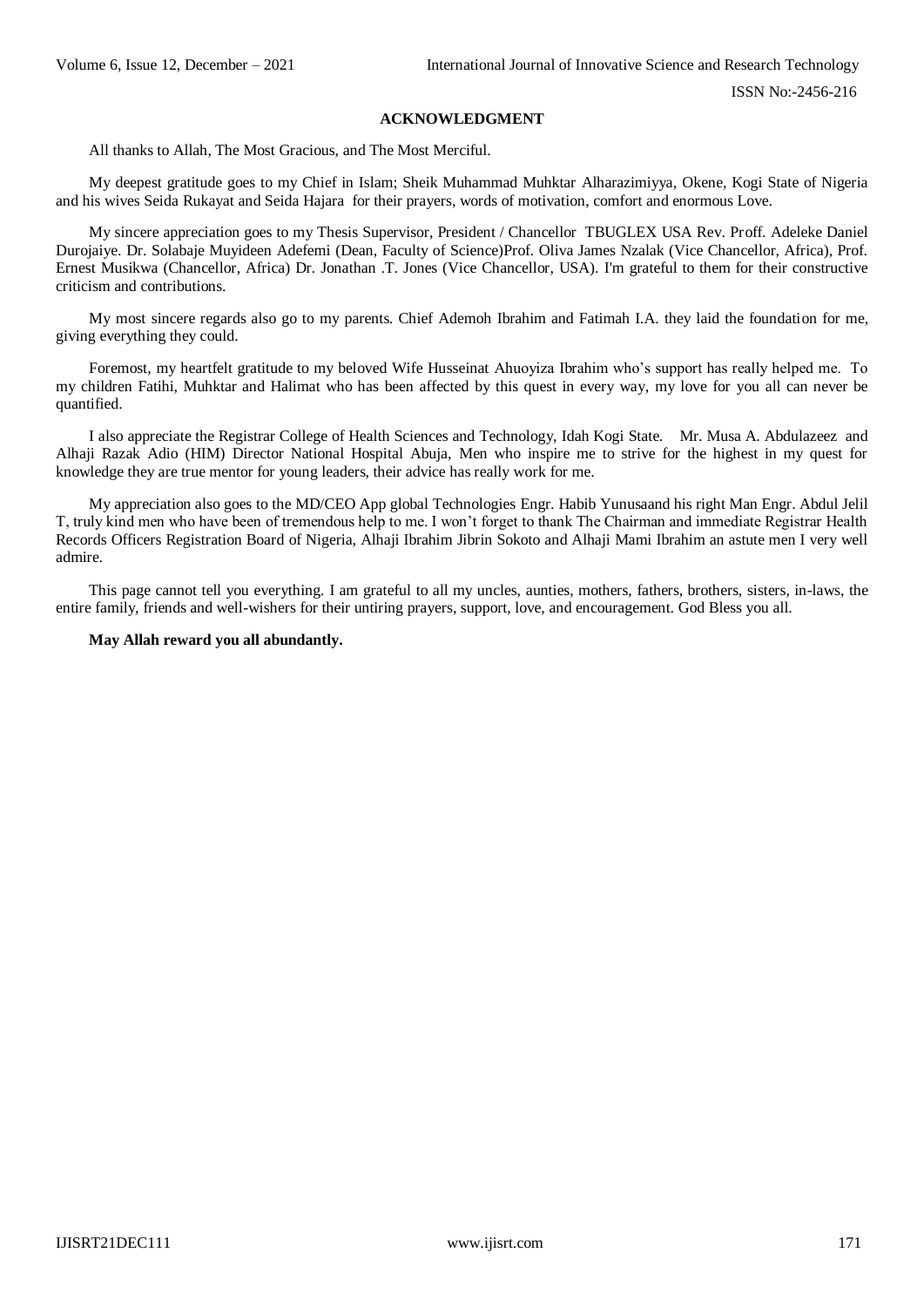## ACKNOWLEDGMENT

All thanks to Allah, The Most Gracious, and The Most Merciful.

My deepest gratitude goes to my Chief in Islam; Sheik Muhammad Muhktar Alharazimiyya, Okene, Kogi State of Nigeria and his wives Seida Rukayat and Seida Hajara for their prayers, words of motivation, comfort and enormous Love.

My sincere appreciation goes to my Thesis Supervisor, President / Chancellor TBUGLEX USA Rev. Proff. Adeleke Daniel Durojaiye. Dr. Solabaje Muyideen Adefemi (Dean, Faculty of Science)Prof. Oliva James Nzalak (Vice Chancellor, Africa), Prof. Ernest Musikwa (Chancellor, Africa) Dr. Jonathan .T. Jones (Vice Chancellor, USA). I'm grateful to them for their constructive criticism and contributions.

My most sincere regards also go to my parents. Chief Ademoh Ibrahim and Fatimah I.A. they laid the foundation for me, giving everything they could.

Foremost, my heartfelt gratitude to my beloved Wife Husseinat Ahuoyiza Ibrahim who's support has really helped me. To my children Fatihi, Muhktar and Halimat who has been affected by this quest in every way, my love for you all can never be quantified.

I also appreciate the Registrar College of Health Sciences and Technology, Idah Kogi State. Mr. Musa A. Abdulazeez and Alhaji Razak Adio (HIM) Director National Hospital Abuja, Men who inspire me to strive for the highest in my quest for knowledge they are true mentor for young leaders, their advice has really work for me.

My appreciation also goes to the MD/CEO App global Technologies Engr. Habib Yunusaand his right Man Engr. Abdul Jelil T, truly kind men who have been of tremendous help to me. I won't forget to thank The Chairman and immediate Registrar Health Records Officers Registration Board of Nigeria, Alhaji Ibrahim Jibrin Sokoto and Alhaji Mami Ibrahim an astute men I very well admire.

This page cannot tell you everything. I am grateful to all my uncles, aunties, mothers, fathers, brothers, sisters, in-laws, the entire family, friends and well-wishers for their untiring prayers, support, love, and encouragement. God Bless you all.

**May Allah reward you all abundantly.**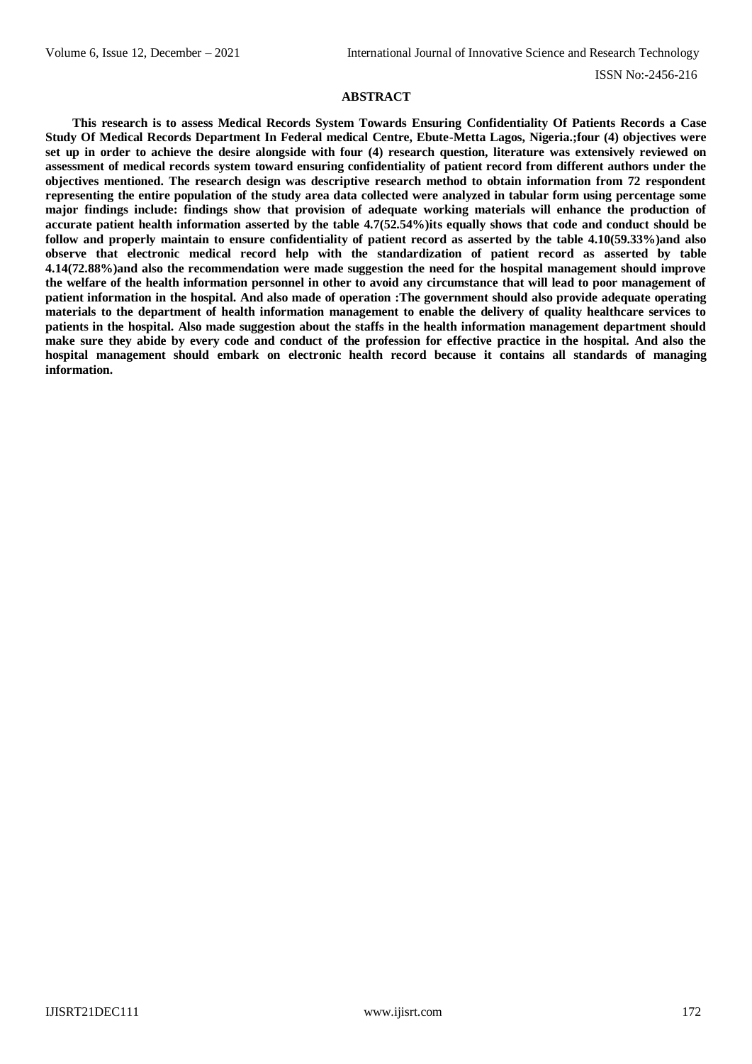## ABSTRACT

**This research is to assess Medical Records System Towards Ensuring Confidentiality Of Patients Records a Case Study Of Medical Records Department In Federal medical Centre, Ebute-Metta Lagos, Nigeria.;four (4) objectives were set up in order to achieve the desire alongside with four (4) research question, literature was extensively reviewed on assessment of medical records system toward ensuring confidentiality of patient record from different authors under the objectives mentioned. The research design was descriptive research method to obtain information from 72 respondent representing the entire population of the study area data collected were analyzed in tabular form using percentage some major findings include: findings show that provision of adequate working materials will enhance the production of accurate patient health information asserted by the table 4.7(52.54%)its equally shows that code and conduct should be follow and properly maintain to ensure confidentiality of patient record as asserted by the table 4.10(59.33%)and also observe that electronic medical record help with the standardization of patient record as asserted by table 4.14(72.88%)and also the recommendation were made suggestion the need for the hospital management should improve the welfare of the health information personnel in other to avoid any circumstance that will lead to poor management of patient information in the hospital. And also made of operation :The government should also provide adequate operating materials to the department of health information management to enable the delivery of quality healthcare services to patients in the hospital. Also made suggestion about the staffs in the health information management department should make sure they abide by every code and conduct of the profession for effective practice in the hospital. And also the hospital management should embark on electronic health record because it contains all standards of managing information.**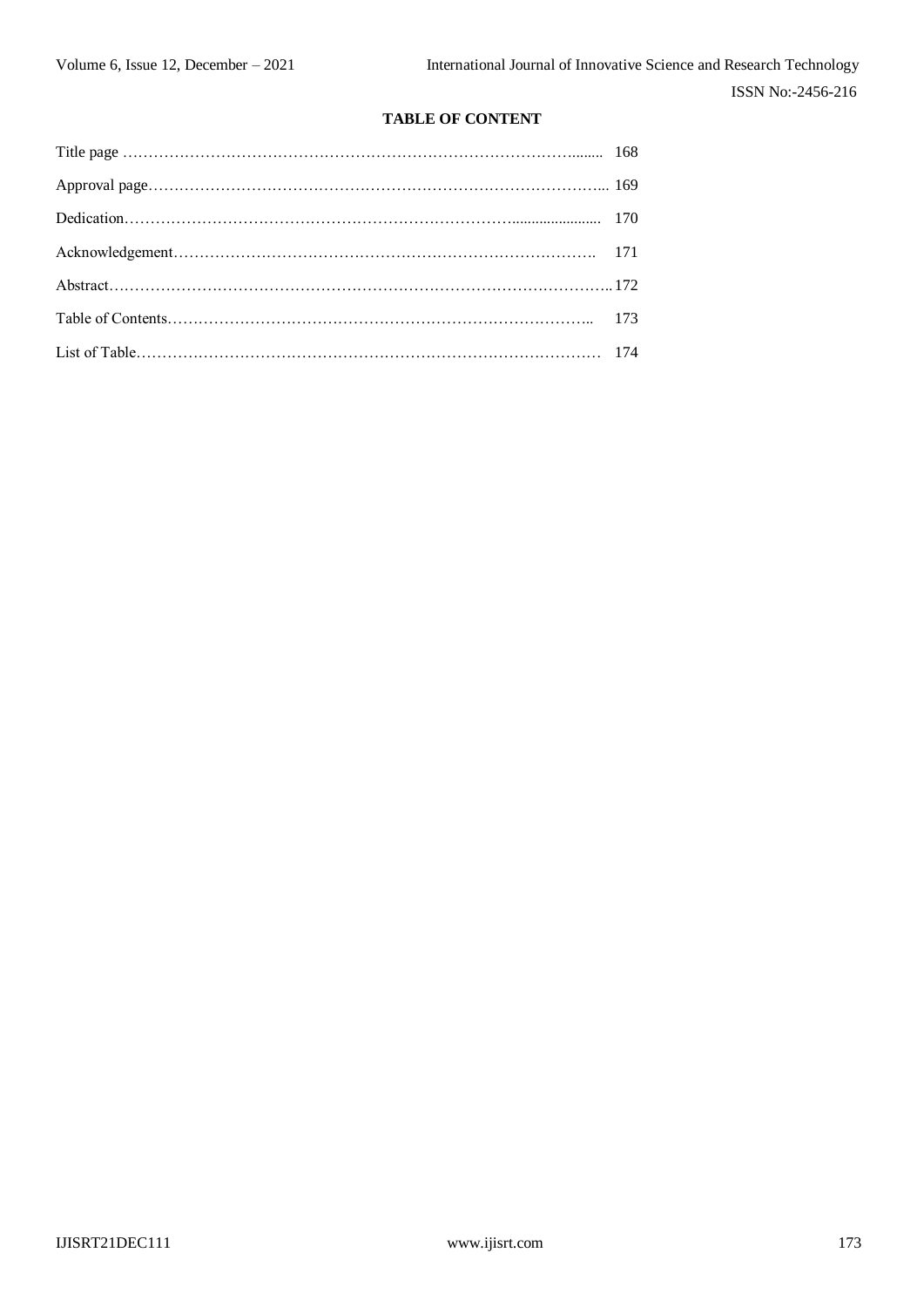**TABLE OF CONTENT**

Title page ………………………………………………………………………………........ 168

Approval page………………………………………………………………………………... 169

Dedication………………………………………………………………………...................... 170

Acknowledgement……………………………………………………………………………. 171

Abstract……………………………………………………………………………………….. 172

Table of Contents…………………………………………………………………………….. 173

List of Table…………………………………………………………………………………… 174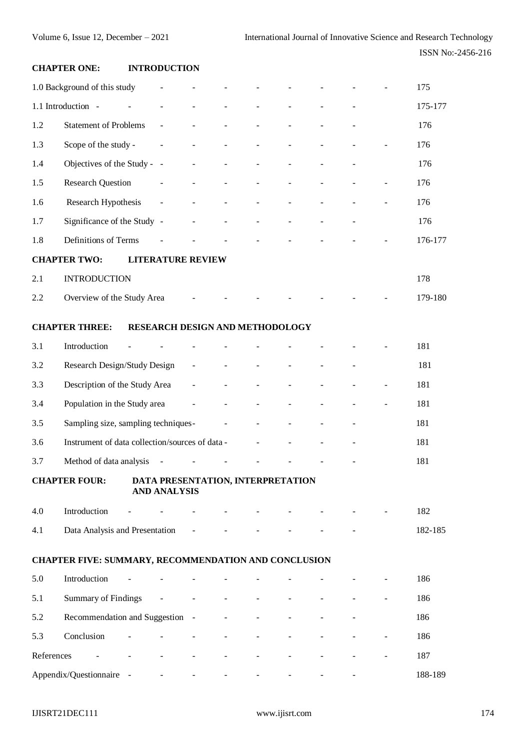**CHAPTER ONE: INTRODUCTION**

| | | |
|---|---|---|
| 1.0 | Background of this study | 175 |
| 1.1 | Introduction | 175-177 |
| 1.2 | Statement of Problems | 176 |
| 1.3 | Scope of the study | 176 |
| 1.4 | Objectives of the Study | 176 |
| 1.5 | Research Question | 176 |
| 1.6 | Research Hypothesis | 176 |
| 1.7 | Significance of the Study | 176 |
| 1.8 | Definitions of Terms | 176-177 |

**CHAPTER TWO: LITERATURE REVIEW**

| | | |
|---|---|---|
| 2.1 | INTRODUCTION | 178 |
| 2.2 | Overview of the Study Area | 179-180 |

**CHAPTER THREE: RESEARCH DESIGN AND METHODOLOGY**

| | | |
|---|---|---|
| 3.1 | Introduction | 181 |
| 3.2 | Research Design/Study Design | 181 |
| 3.3 | Description of the Study Area | 181 |
| 3.4 | Population in the Study area | 181 |
| 3.5 | Sampling size, sampling techniques | 181 |
| 3.6 | Instrument of data collection/sources of data | 181 |
| 3.7 | Method of data analysis | 181 |

**CHAPTER FOUR: DATA PRESENTATION, INTERPRETATION AND ANALYSIS**

| | | |
|---|---|---|
| 4.0 | Introduction | 182 |
| 4.1 | Data Analysis and Presentation | 182-185 |

**CHAPTER FIVE: SUMMARY, RECOMMENDATION AND CONCLUSION**

| | | |
|---|---|---|
| 5.0 | Introduction | 186 |
| 5.1 | Summary of Findings | 186 |
| 5.2 | Recommendation and Suggestion | 186 |
| 5.3 | Conclusion | 186 |
| References | | 187 |
| Appendix/Questionnaire | | 188-189 |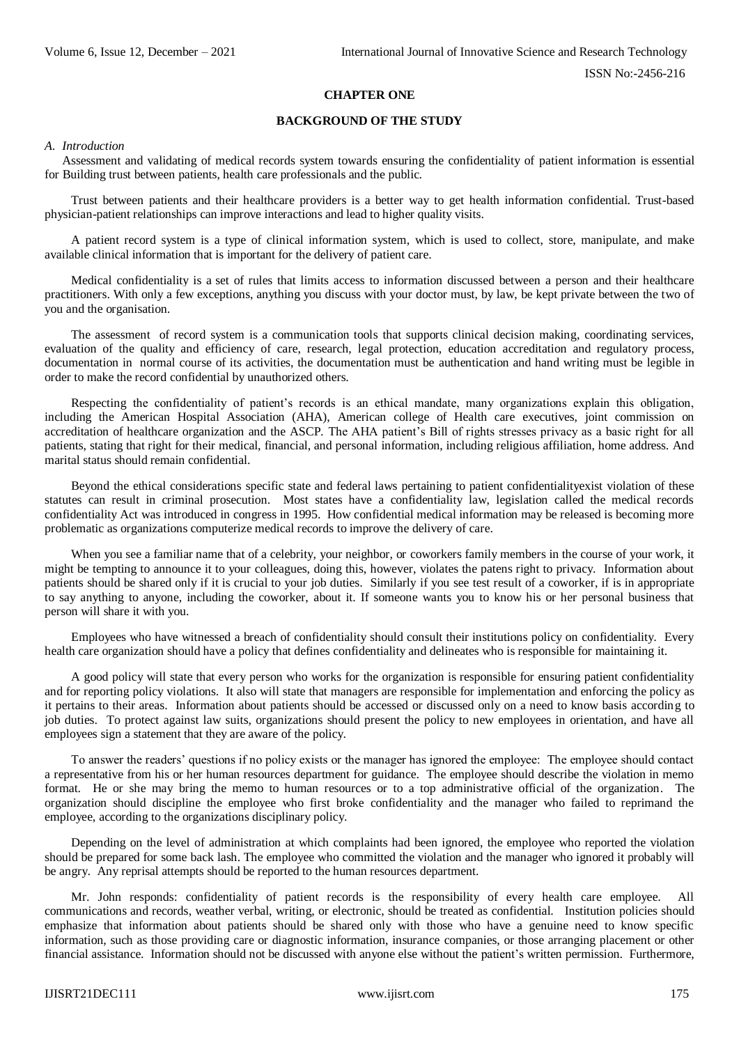# CHAPTER ONE

## BACKGROUND OF THE STUDY

### *A. Introduction*

Assessment and validating of medical records system towards ensuring the confidentiality of patient information is essential for Building trust between patients, health care professionals and the public.

Trust between patients and their healthcare providers is a better way to get health information confidential. Trust-based physician-patient relationships can improve interactions and lead to higher quality visits.

A patient record system is a type of clinical information system, which is used to collect, store, manipulate, and make available clinical information that is important for the delivery of patient care.

Medical confidentiality is a set of rules that limits access to information discussed between a person and their healthcare practitioners. With only a few exceptions, anything you discuss with your doctor must, by law, be kept private between the two of you and the organisation.

The assessment of record system is a communication tools that supports clinical decision making, coordinating services, evaluation of the quality and efficiency of care, research, legal protection, education accreditation and regulatory process, documentation in normal course of its activities, the documentation must be authentication and hand writing must be legible in order to make the record confidential by unauthorized others.

Respecting the confidentiality of patient's records is an ethical mandate, many organizations explain this obligation, including the American Hospital Association (AHA), American college of Health care executives, joint commission on accreditation of healthcare organization and the ASCP. The AHA patient's Bill of rights stresses privacy as a basic right for all patients, stating that right for their medical, financial, and personal information, including religious affiliation, home address. And marital status should remain confidential.

Beyond the ethical considerations specific state and federal laws pertaining to patient confidentialityexist violation of these statutes can result in criminal prosecution. Most states have a confidentiality law, legislation called the medical records confidentiality Act was introduced in congress in 1995. How confidential medical information may be released is becoming more problematic as organizations computerize medical records to improve the delivery of care.

When you see a familiar name that of a celebrity, your neighbor, or coworkers family members in the course of your work, it might be tempting to announce it to your colleagues, doing this, however, violates the patens right to privacy. Information about patients should be shared only if it is crucial to your job duties. Similarly if you see test result of a coworker, if is in appropriate to say anything to anyone, including the coworker, about it. If someone wants you to know his or her personal business that person will share it with you.

Employees who have witnessed a breach of confidentiality should consult their institutions policy on confidentiality. Every health care organization should have a policy that defines confidentiality and delineates who is responsible for maintaining it.

A good policy will state that every person who works for the organization is responsible for ensuring patient confidentiality and for reporting policy violations. It also will state that managers are responsible for implementation and enforcing the policy as it pertains to their areas. Information about patients should be accessed or discussed only on a need to know basis according to job duties. To protect against law suits, organizations should present the policy to new employees in orientation, and have all employees sign a statement that they are aware of the policy.

To answer the readers' questions if no policy exists or the manager has ignored the employee: The employee should contact a representative from his or her human resources department for guidance. The employee should describe the violation in memo format. He or she may bring the memo to human resources or to a top administrative official of the organization. The organization should discipline the employee who first broke confidentiality and the manager who failed to reprimand the employee, according to the organizations disciplinary policy.

Depending on the level of administration at which complaints had been ignored, the employee who reported the violation should be prepared for some back lash. The employee who committed the violation and the manager who ignored it probably will be angry. Any reprisal attempts should be reported to the human resources department.

Mr. John responds: confidentiality of patient records is the responsibility of every health care employee. All communications and records, weather verbal, writing, or electronic, should be treated as confidential. Institution policies should emphasize that information about patients should be shared only with those who have a genuine need to know specific information, such as those providing care or diagnostic information, insurance companies, or those arranging placement or other financial assistance. Information should not be discussed with anyone else without the patient's written permission. Furthermore,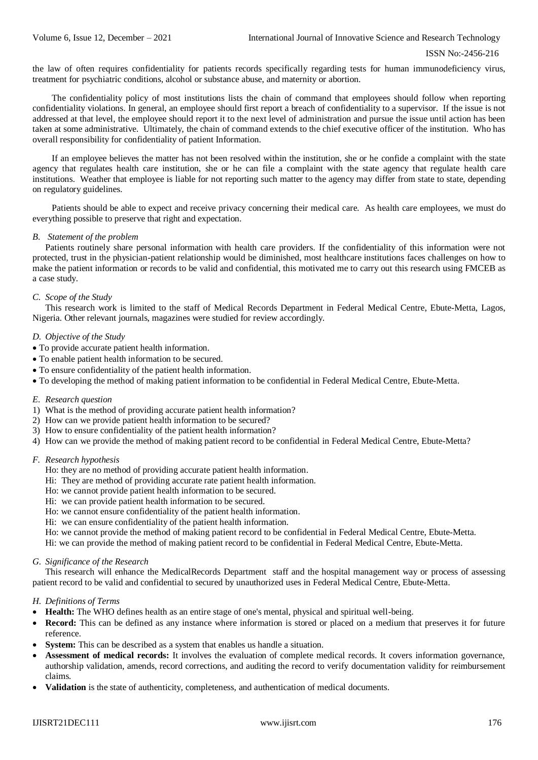the law of often requires confidentiality for patients records specifically regarding tests for human immunodeficiency virus, treatment for psychiatric conditions, alcohol or substance abuse, and maternity or abortion.

The confidentiality policy of most institutions lists the chain of command that employees should follow when reporting confidentiality violations. In general, an employee should first report a breach of confidentiality to a supervisor. If the issue is not addressed at that level, the employee should report it to the next level of administration and pursue the issue until action has been taken at some administrative. Ultimately, the chain of command extends to the chief executive officer of the institution. Who has overall responsibility for confidentiality of patient Information.

If an employee believes the matter has not been resolved within the institution, she or he confide a complaint with the state agency that regulates health care institution, she or he can file a complaint with the state agency that regulate health care institutions. Weather that employee is liable for not reporting such matter to the agency may differ from state to state, depending on regulatory guidelines.

Patients should be able to expect and receive privacy concerning their medical care. As health care employees, we must do everything possible to preserve that right and expectation.

### *B. Statement of the problem*

Patients routinely share personal information with health care providers. If the confidentiality of this information were not protected, trust in the physician-patient relationship would be diminished, most healthcare institutions faces challenges on how to make the patient information or records to be valid and confidential, this motivated me to carry out this research using FMCEB as a case study.

### *C. Scope of the Study*

This research work is limited to the staff of Medical Records Department in Federal Medical Centre, Ebute-Metta, Lagos, Nigeria. Other relevant journals, magazines were studied for review accordingly.

### *D. Objective of the Study*

- To provide accurate patient health information.
- To enable patient health information to be secured.
- To ensure confidentiality of the patient health information.
- To developing the method of making patient information to be confidential in Federal Medical Centre, Ebute-Metta.

### *E. Research question*

1) What is the method of providing accurate patient health information?
2) How can we provide patient health information to be secured?
3) How to ensure confidentiality of the patient health information?
4) How can we provide the method of making patient record to be confidential in Federal Medical Centre, Ebute-Metta?

### *F. Research hypothesis*

Ho: they are no method of providing accurate patient health information.
Hi: They are method of providing accurate rate patient health information.
Ho: we cannot provide patient health information to be secured.
Hi: we can provide patient health information to be secured.
Ho: we cannot ensure confidentiality of the patient health information.
Hi: we can ensure confidentiality of the patient health information.
Ho: we cannot provide the method of making patient record to be confidential in Federal Medical Centre, Ebute-Metta.
Hi: we can provide the method of making patient record to be confidential in Federal Medical Centre, Ebute-Metta.

### *G. Significance of the Research*

This research will enhance the MedicalRecords Department staff and the hospital management way or process of assessing patient record to be valid and confidential to secured by unauthorized uses in Federal Medical Centre, Ebute-Metta.

### *H. Definitions of Terms*

- **Health:** The WHO defines health as an entire stage of one's mental, physical and spiritual well-being.
- **Record:** This can be defined as any instance where information is stored or placed on a medium that preserves it for future reference.
- **System:** This can be described as a system that enables us handle a situation.
- **Assessment of medical records:** It involves the evaluation of complete medical records. It covers information governance, authorship validation, amends, record corrections, and auditing the record to verify documentation validity for reimbursement claims.
- **Validation** is the state of authenticity, completeness, and authentication of medical documents.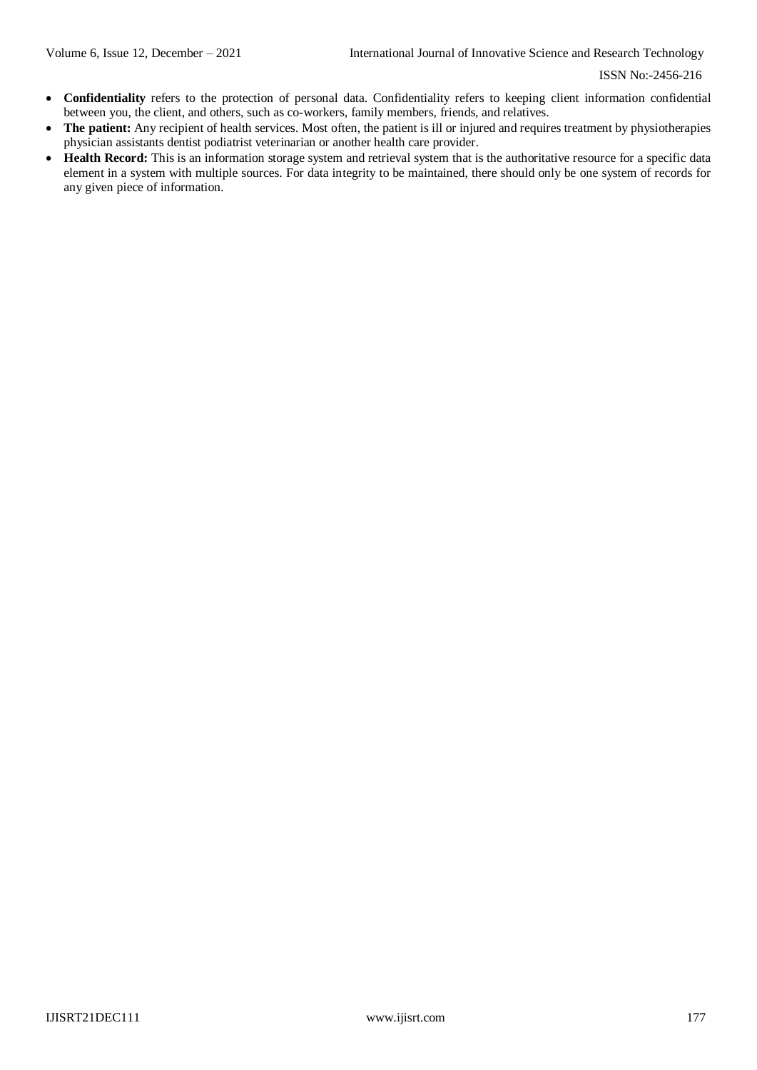- **Confidentiality** refers to the protection of personal data. Confidentiality refers to keeping client information confidential between you, the client, and others, such as co-workers, family members, friends, and relatives.
- **The patient:** Any recipient of health services. Most often, the patient is ill or injured and requires treatment by physiotherapies physician assistants dentist podiatrist veterinarian or another health care provider.
- **Health Record:** This is an information storage system and retrieval system that is the authoritative resource for a specific data element in a system with multiple sources. For data integrity to be maintained, there should only be one system of records for any given piece of information.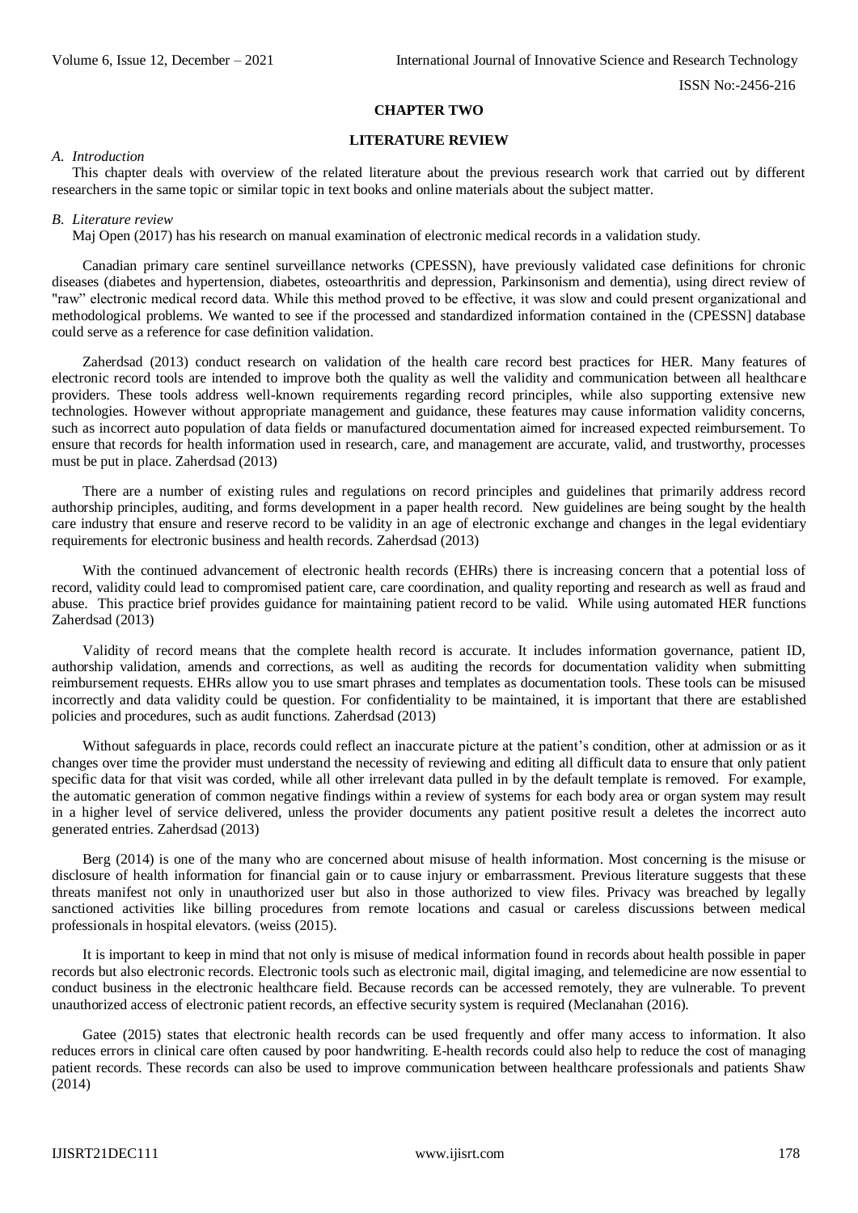## CHAPTER TWO

## LITERATURE REVIEW

### *A. Introduction*

This chapter deals with overview of the related literature about the previous research work that carried out by different researchers in the same topic or similar topic in text books and online materials about the subject matter.

### *B. Literature review*

Maj Open (2017) has his research on manual examination of electronic medical records in a validation study.

Canadian primary care sentinel surveillance networks (CPESSN), have previously validated case definitions for chronic diseases (diabetes and hypertension, diabetes, osteoarthritis and depression, Parkinsonism and dementia), using direct review of "raw" electronic medical record data. While this method proved to be effective, it was slow and could present organizational and methodological problems. We wanted to see if the processed and standardized information contained in the (CPESSN] database could serve as a reference for case definition validation.

Zaherdsad (2013) conduct research on validation of the health care record best practices for HER. Many features of electronic record tools are intended to improve both the quality as well the validity and communication between all healthcare providers. These tools address well-known requirements regarding record principles, while also supporting extensive new technologies. However without appropriate management and guidance, these features may cause information validity concerns, such as incorrect auto population of data fields or manufactured documentation aimed for increased expected reimbursement. To ensure that records for health information used in research, care, and management are accurate, valid, and trustworthy, processes must be put in place. Zaherdsad (2013)

There are a number of existing rules and regulations on record principles and guidelines that primarily address record authorship principles, auditing, and forms development in a paper health record. New guidelines are being sought by the health care industry that ensure and reserve record to be validity in an age of electronic exchange and changes in the legal evidentiary requirements for electronic business and health records. Zaherdsad (2013)

With the continued advancement of electronic health records (EHRs) there is increasing concern that a potential loss of record, validity could lead to compromised patient care, care coordination, and quality reporting and research as well as fraud and abuse. This practice brief provides guidance for maintaining patient record to be valid. While using automated HER functions Zaherdsad (2013)

Validity of record means that the complete health record is accurate. It includes information governance, patient ID, authorship validation, amends and corrections, as well as auditing the records for documentation validity when submitting reimbursement requests. EHRs allow you to use smart phrases and templates as documentation tools. These tools can be misused incorrectly and data validity could be question. For confidentiality to be maintained, it is important that there are established policies and procedures, such as audit functions. Zaherdsad (2013)

Without safeguards in place, records could reflect an inaccurate picture at the patient's condition, other at admission or as it changes over time the provider must understand the necessity of reviewing and editing all difficult data to ensure that only patient specific data for that visit was corded, while all other irrelevant data pulled in by the default template is removed. For example, the automatic generation of common negative findings within a review of systems for each body area or organ system may result in a higher level of service delivered, unless the provider documents any patient positive result a deletes the incorrect auto generated entries. Zaherdsad (2013)

Berg (2014) is one of the many who are concerned about misuse of health information. Most concerning is the misuse or disclosure of health information for financial gain or to cause injury or embarrassment. Previous literature suggests that these threats manifest not only in unauthorized user but also in those authorized to view files. Privacy was breached by legally sanctioned activities like billing procedures from remote locations and casual or careless discussions between medical professionals in hospital elevators. (weiss (2015).

It is important to keep in mind that not only is misuse of medical information found in records about health possible in paper records but also electronic records. Electronic tools such as electronic mail, digital imaging, and telemedicine are now essential to conduct business in the electronic healthcare field. Because records can be accessed remotely, they are vulnerable. To prevent unauthorized access of electronic patient records, an effective security system is required (Meclanahan (2016).

Gatee (2015) states that electronic health records can be used frequently and offer many access to information. It also reduces errors in clinical care often caused by poor handwriting. E-health records could also help to reduce the cost of managing patient records. These records can also be used to improve communication between healthcare professionals and patients Shaw (2014)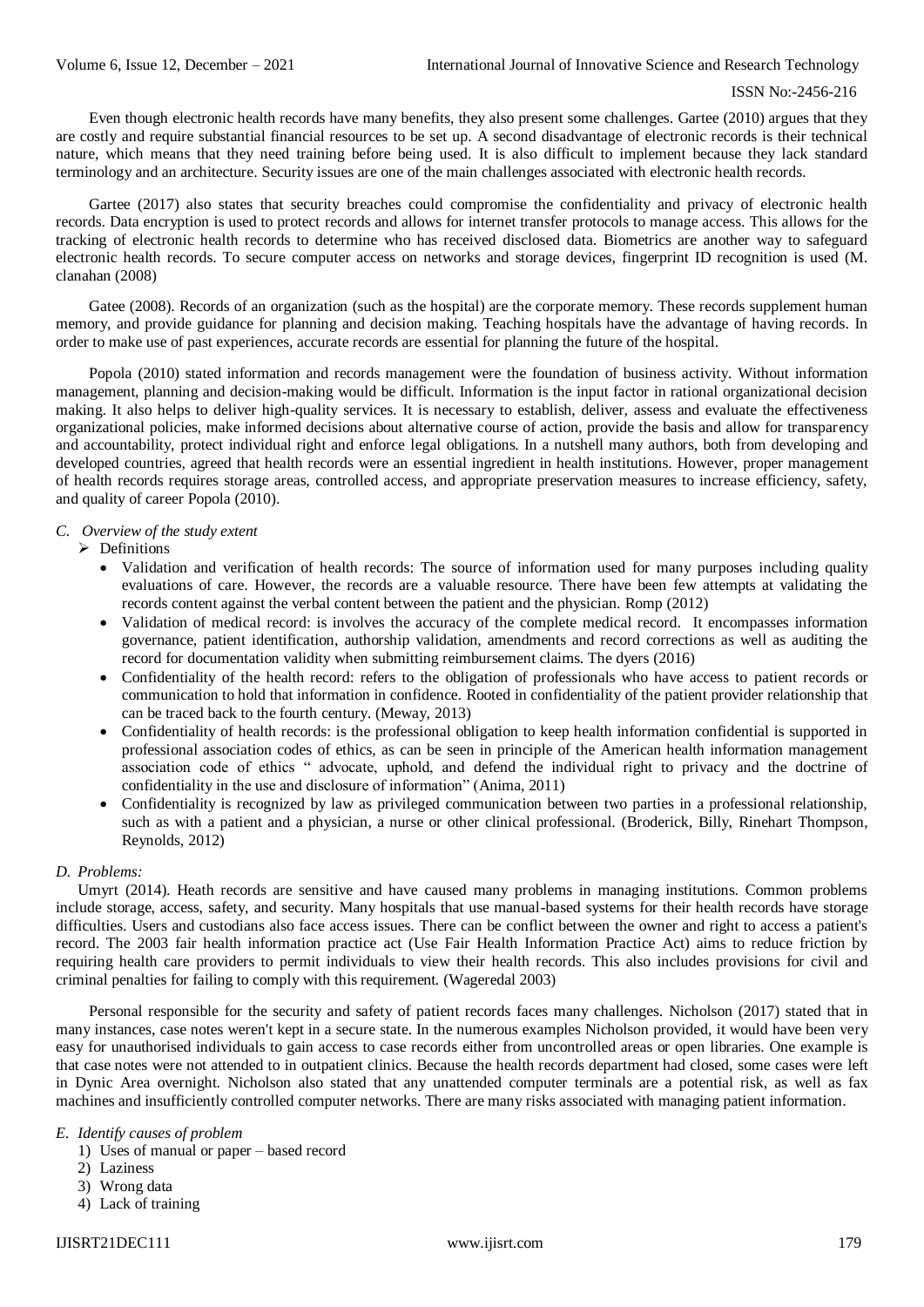Even though electronic health records have many benefits, they also present some challenges. Gartee (2010) argues that they are costly and require substantial financial resources to be set up. A second disadvantage of electronic records is their technical nature, which means that they need training before being used. It is also difficult to implement because they lack standard terminology and an architecture. Security issues are one of the main challenges associated with electronic health records.

Gartee (2017) also states that security breaches could compromise the confidentiality and privacy of electronic health records. Data encryption is used to protect records and allows for internet transfer protocols to manage access. This allows for the tracking of electronic health records to determine who has received disclosed data. Biometrics are another way to safeguard electronic health records. To secure computer access on networks and storage devices, fingerprint ID recognition is used (M. clanahan (2008)

Gatee (2008). Records of an organization (such as the hospital) are the corporate memory. These records supplement human memory, and provide guidance for planning and decision making. Teaching hospitals have the advantage of having records. In order to make use of past experiences, accurate records are essential for planning the future of the hospital.

Popola (2010) stated information and records management were the foundation of business activity. Without information management, planning and decision-making would be difficult. Information is the input factor in rational organizational decision making. It also helps to deliver high-quality services. It is necessary to establish, deliver, assess and evaluate the effectiveness organizational policies, make informed decisions about alternative course of action, provide the basis and allow for transparency and accountability, protect individual right and enforce legal obligations. In a nutshell many authors, both from developing and developed countries, agreed that health records were an essential ingredient in health institutions. However, proper management of health records requires storage areas, controlled access, and appropriate preservation measures to increase efficiency, safety, and quality of career Popola (2010).

### *C. Overview of the study extent*

- Definitions
  - Validation and verification of health records: The source of information used for many purposes including quality evaluations of care. However, the records are a valuable resource. There have been few attempts at validating the records content against the verbal content between the patient and the physician. Romp (2012)
  - Validation of medical record: is involves the accuracy of the complete medical record. It encompasses information governance, patient identification, authorship validation, amendments and record corrections as well as auditing the record for documentation validity when submitting reimbursement claims. The dyers (2016)
  - Confidentiality of the health record: refers to the obligation of professionals who have access to patient records or communication to hold that information in confidence. Rooted in confidentiality of the patient provider relationship that can be traced back to the fourth century. (Meway, 2013)
  - Confidentiality of health records: is the professional obligation to keep health information confidential is supported in professional association codes of ethics, as can be seen in principle of the American health information management association code of ethics " advocate, uphold, and defend the individual right to privacy and the doctrine of confidentiality in the use and disclosure of information" (Anima, 2011)
  - Confidentiality is recognized by law as privileged communication between two parties in a professional relationship, such as with a patient and a physician, a nurse or other clinical professional. (Broderick, Billy, Rinehart Thompson, Reynolds, 2012)

### *D. Problems:*

Umyrt (2014). Heath records are sensitive and have caused many problems in managing institutions. Common problems include storage, access, safety, and security. Many hospitals that use manual-based systems for their health records have storage difficulties. Users and custodians also face access issues. There can be conflict between the owner and right to access a patient's record. The 2003 fair health information practice act (Use Fair Health Information Practice Act) aims to reduce friction by requiring health care providers to permit individuals to view their health records. This also includes provisions for civil and criminal penalties for failing to comply with this requirement. (Wageredal 2003)

Personal responsible for the security and safety of patient records faces many challenges. Nicholson (2017) stated that in many instances, case notes weren't kept in a secure state. In the numerous examples Nicholson provided, it would have been very easy for unauthorised individuals to gain access to case records either from uncontrolled areas or open libraries. One example is that case notes were not attended to in outpatient clinics. Because the health records department had closed, some cases were left in Dynic Area overnight. Nicholson also stated that any unattended computer terminals are a potential risk, as well as fax machines and insufficiently controlled computer networks. There are many risks associated with managing patient information.

### *E. Identify causes of problem*

1) Uses of manual or paper – based record
2) Laziness
3) Wrong data
4) Lack of training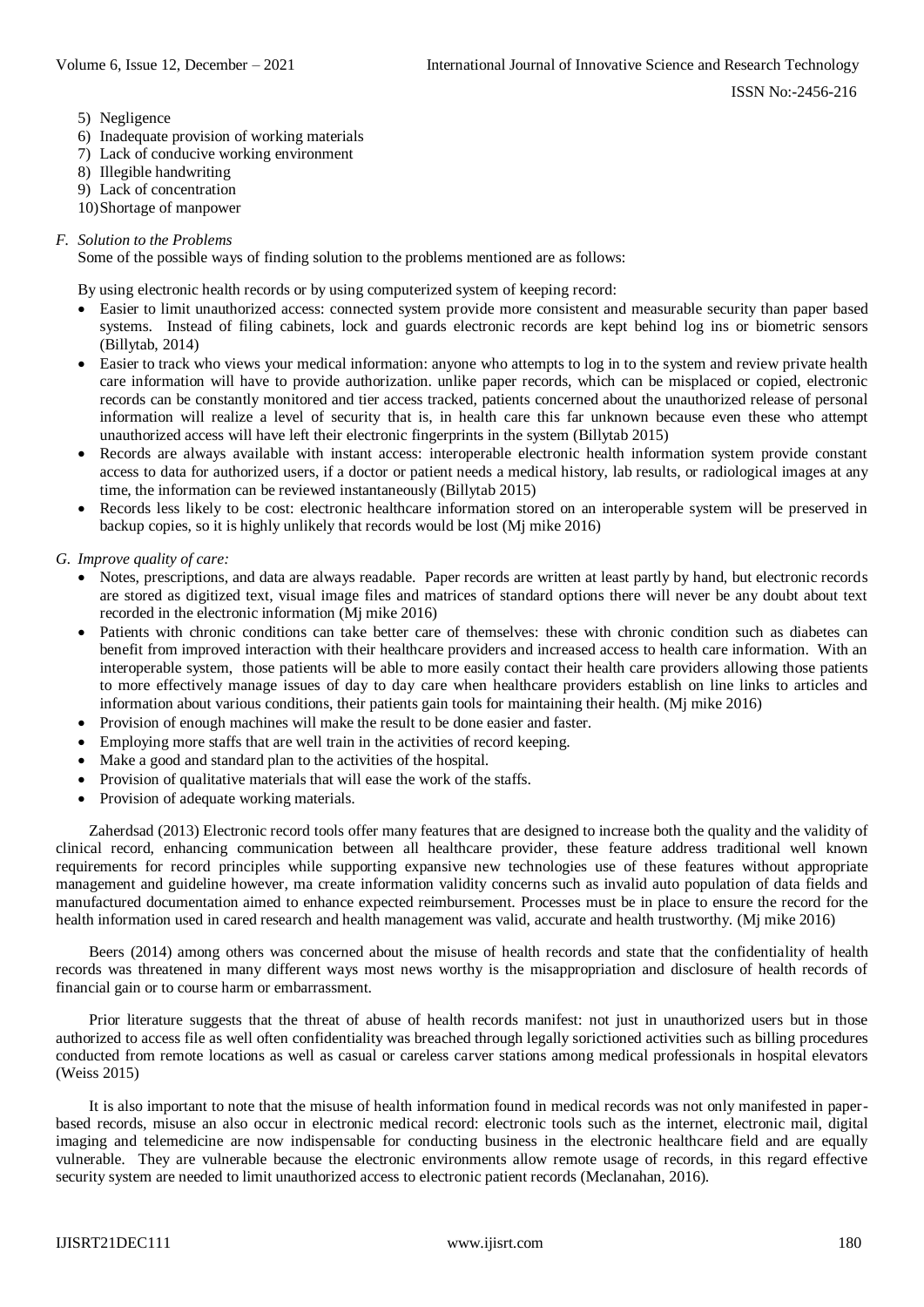5) Negligence
6) Inadequate provision of working materials
7) Lack of conducive working environment
8) Illegible handwriting
9) Lack of concentration
10) Shortage of manpower

### *F. Solution to the Problems*

Some of the possible ways of finding solution to the problems mentioned are as follows:

By using electronic health records or by using computerized system of keeping record:

- Easier to limit unauthorized access: connected system provide more consistent and measurable security than paper based systems. Instead of filing cabinets, lock and guards electronic records are kept behind log ins or biometric sensors (Billytab, 2014)
- Easier to track who views your medical information: anyone who attempts to log in to the system and review private health care information will have to provide authorization. unlike paper records, which can be misplaced or copied, electronic records can be constantly monitored and tier access tracked, patients concerned about the unauthorized release of personal information will realize a level of security that is, in health care this far unknown because even these who attempt unauthorized access will have left their electronic fingerprints in the system (Billytab 2015)
- Records are always available with instant access: interoperable electronic health information system provide constant access to data for authorized users, if a doctor or patient needs a medical history, lab results, or radiological images at any time, the information can be reviewed instantaneously (Billytab 2015)
- Records less likely to be cost: electronic healthcare information stored on an interoperable system will be preserved in backup copies, so it is highly unlikely that records would be lost (Mj mike 2016)

### *G. Improve quality of care:*

- Notes, prescriptions, and data are always readable. Paper records are written at least partly by hand, but electronic records are stored as digitized text, visual image files and matrices of standard options there will never be any doubt about text recorded in the electronic information (Mj mike 2016)
- Patients with chronic conditions can take better care of themselves: these with chronic condition such as diabetes can benefit from improved interaction with their healthcare providers and increased access to health care information. With an interoperable system, those patients will be able to more easily contact their health care providers allowing those patients to more effectively manage issues of day to day care when healthcare providers establish on line links to articles and information about various conditions, their patients gain tools for maintaining their health. (Mj mike 2016)
- Provision of enough machines will make the result to be done easier and faster.
- Employing more staffs that are well train in the activities of record keeping.
- Make a good and standard plan to the activities of the hospital.
- Provision of qualitative materials that will ease the work of the staffs.
- Provision of adequate working materials.

Zaherdsad (2013) Electronic record tools offer many features that are designed to increase both the quality and the validity of clinical record, enhancing communication between all healthcare provider, these feature address traditional well known requirements for record principles while supporting expansive new technologies use of these features without appropriate management and guideline however, ma create information validity concerns such as invalid auto population of data fields and manufactured documentation aimed to enhance expected reimbursement. Processes must be in place to ensure the record for the health information used in cared research and health management was valid, accurate and health trustworthy. (Mj mike 2016)

Beers (2014) among others was concerned about the misuse of health records and state that the confidentiality of health records was threatened in many different ways most news worthy is the misappropriation and disclosure of health records of financial gain or to course harm or embarrassment.

Prior literature suggests that the threat of abuse of health records manifest: not just in unauthorized users but in those authorized to access file as well often confidentiality was breached through legally sorictioned activities such as billing procedures conducted from remote locations as well as casual or careless carver stations among medical professionals in hospital elevators (Weiss 2015)

It is also important to note that the misuse of health information found in medical records was not only manifested in paper-based records, misuse an also occur in electronic medical record: electronic tools such as the internet, electronic mail, digital imaging and telemedicine are now indispensable for conducting business in the electronic healthcare field and are equally vulnerable. They are vulnerable because the electronic environments allow remote usage of records, in this regard effective security system are needed to limit unauthorized access to electronic patient records (Meclanahan, 2016).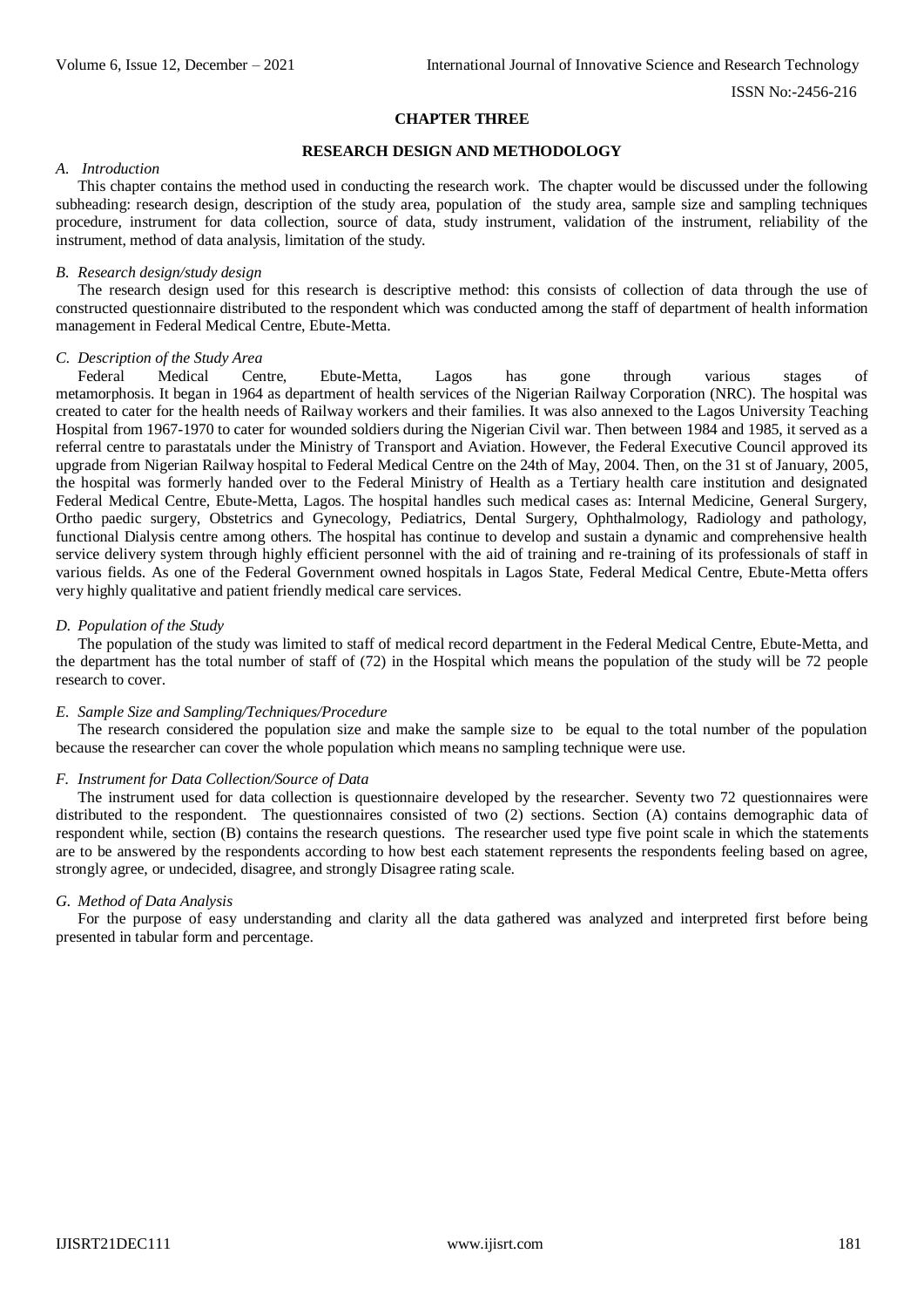## CHAPTER THREE

## RESEARCH DESIGN AND METHODOLOGY

### *A. Introduction*

This chapter contains the method used in conducting the research work. The chapter would be discussed under the following subheading: research design, description of the study area, population of the study area, sample size and sampling techniques procedure, instrument for data collection, source of data, study instrument, validation of the instrument, reliability of the instrument, method of data analysis, limitation of the study.

### *B. Research design/study design*

The research design used for this research is descriptive method: this consists of collection of data through the use of constructed questionnaire distributed to the respondent which was conducted among the staff of department of health information management in Federal Medical Centre, Ebute-Metta.

### *C. Description of the Study Area*

Federal Medical Centre, Ebute-Metta, Lagos has gone through various stages of metamorphosis. It began in 1964 as department of health services of the Nigerian Railway Corporation (NRC). The hospital was created to cater for the health needs of Railway workers and their families. It was also annexed to the Lagos University Teaching Hospital from 1967-1970 to cater for wounded soldiers during the Nigerian Civil war. Then between 1984 and 1985, it served as a referral centre to parastatals under the Ministry of Transport and Aviation. However, the Federal Executive Council approved its upgrade from Nigerian Railway hospital to Federal Medical Centre on the 24th of May, 2004. Then, on the 31 st of January, 2005, the hospital was formerly handed over to the Federal Ministry of Health as a Tertiary health care institution and designated Federal Medical Centre, Ebute-Metta, Lagos. The hospital handles such medical cases as: Internal Medicine, General Surgery, Ortho paedic surgery, Obstetrics and Gynecology, Pediatrics, Dental Surgery, Ophthalmology, Radiology and pathology, functional Dialysis centre among others. The hospital has continue to develop and sustain a dynamic and comprehensive health service delivery system through highly efficient personnel with the aid of training and re-training of its professionals of staff in various fields. As one of the Federal Government owned hospitals in Lagos State, Federal Medical Centre, Ebute-Metta offers very highly qualitative and patient friendly medical care services.

### *D. Population of the Study*

The population of the study was limited to staff of medical record department in the Federal Medical Centre, Ebute-Metta, and the department has the total number of staff of (72) in the Hospital which means the population of the study will be 72 people research to cover.

### *E. Sample Size and Sampling/Techniques/Procedure*

The research considered the population size and make the sample size to be equal to the total number of the population because the researcher can cover the whole population which means no sampling technique were use.

### *F. Instrument for Data Collection/Source of Data*

The instrument used for data collection is questionnaire developed by the researcher. Seventy two 72 questionnaires were distributed to the respondent. The questionnaires consisted of two (2) sections. Section (A) contains demographic data of respondent while, section (B) contains the research questions. The researcher used type five point scale in which the statements are to be answered by the respondents according to how best each statement represents the respondents feeling based on agree, strongly agree, or undecided, disagree, and strongly Disagree rating scale.

### *G. Method of Data Analysis*

For the purpose of easy understanding and clarity all the data gathered was analyzed and interpreted first before being presented in tabular form and percentage.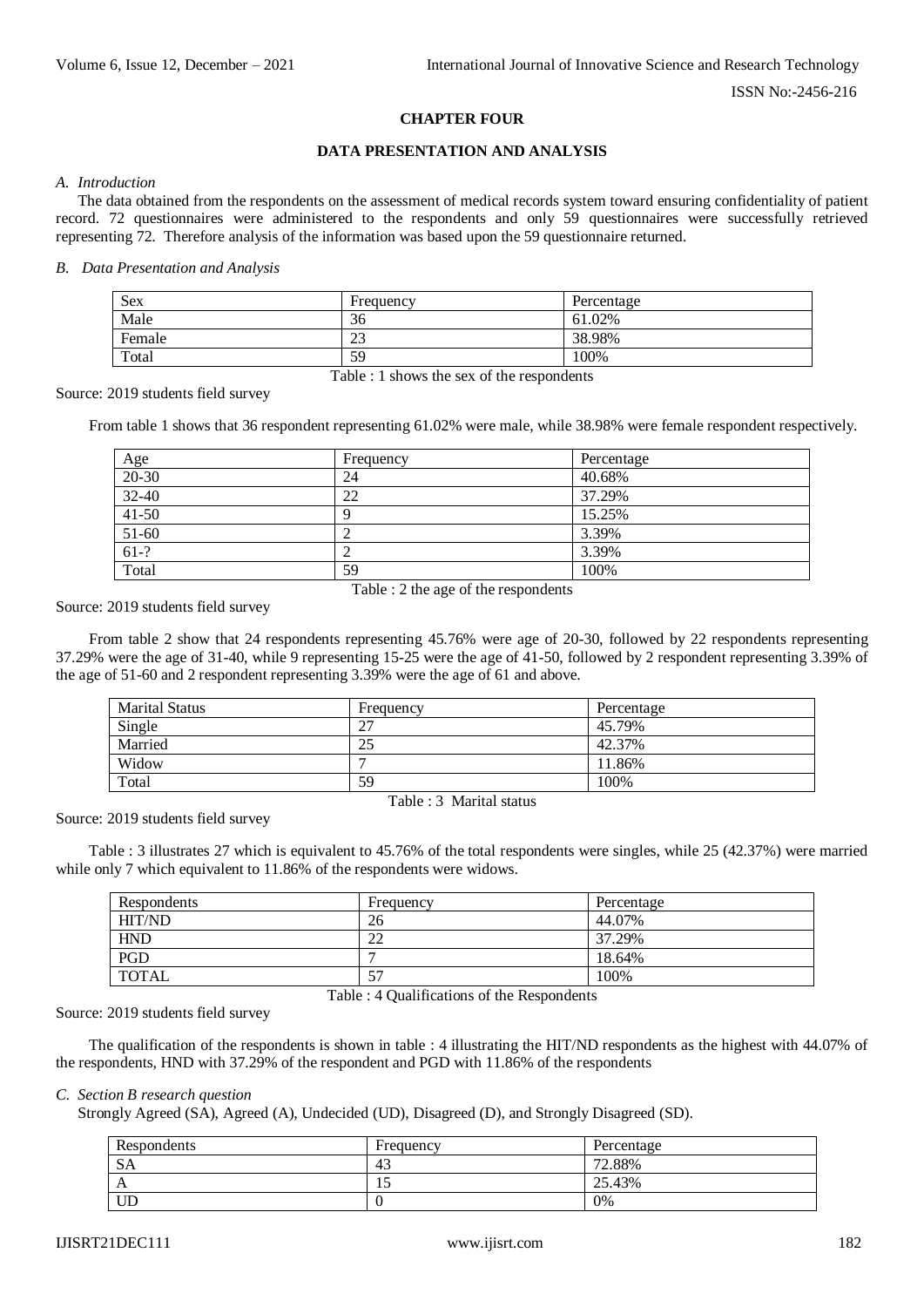## CHAPTER FOUR

## DATA PRESENTATION AND ANALYSIS

### *A. Introduction*

The data obtained from the respondents on the assessment of medical records system toward ensuring confidentiality of patient record. 72 questionnaires were administered to the respondents and only 59 questionnaires were successfully retrieved representing 72. Therefore analysis of the information was based upon the 59 questionnaire returned.

### *B. Data Presentation and Analysis*

| Sex | Frequency | Percentage |
|---|---|---|
| Male | 36 | 61.02% |
| Female | 23 | 38.98% |
| Total | 59 | 100% |

Table : 1 shows the sex of the respondents

Source: 2019 students field survey

From table 1 shows that 36 respondent representing 61.02% were male, while 38.98% were female respondent respectively.

| Age | Frequency | Percentage |
|---|---|---|
| 20-30 | 24 | 40.68% |
| 32-40 | 22 | 37.29% |
| 41-50 | 9 | 15.25% |
| 51-60 | 2 | 3.39% |
| 61-? | 2 | 3.39% |
| Total | 59 | 100% |

Table : 2 the age of the respondents

Source: 2019 students field survey

From table 2 show that 24 respondents representing 45.76% were age of 20-30, followed by 22 respondents representing 37.29% were the age of 31-40, while 9 representing 15-25 were the age of 41-50, followed by 2 respondent representing 3.39% of the age of 51-60 and 2 respondent representing 3.39% were the age of 61 and above.

| Marital Status | Frequency | Percentage |
|---|---|---|
| Single | 27 | 45.79% |
| Married | 25 | 42.37% |
| Widow | 7 | 11.86% |
| Total | 59 | 100% |

Table : 3 Marital status

Source: 2019 students field survey

Table : 3 illustrates 27 which is equivalent to 45.76% of the total respondents were singles, while 25 (42.37%) were married while only 7 which equivalent to 11.86% of the respondents were widows.

| Respondents | Frequency | Percentage |
|---|---|---|
| HIT/ND | 26 | 44.07% |
| HND | 22 | 37.29% |
| PGD | 7 | 18.64% |
| TOTAL | 57 | 100% |

Table : 4 Qualifications of the Respondents

Source: 2019 students field survey

The qualification of the respondents is shown in table : 4 illustrating the HIT/ND respondents as the highest with 44.07% of the respondents, HND with 37.29% of the respondent and PGD with 11.86% of the respondents

### *C. Section B research question*

Strongly Agreed (SA), Agreed (A), Undecided (UD), Disagreed (D), and Strongly Disagreed (SD).

| Respondents | Frequency | Percentage |
|---|---|---|
| SA | 43 | 72.88% |
| A | 15 | 25.43% |
| UD | 0 | 0% |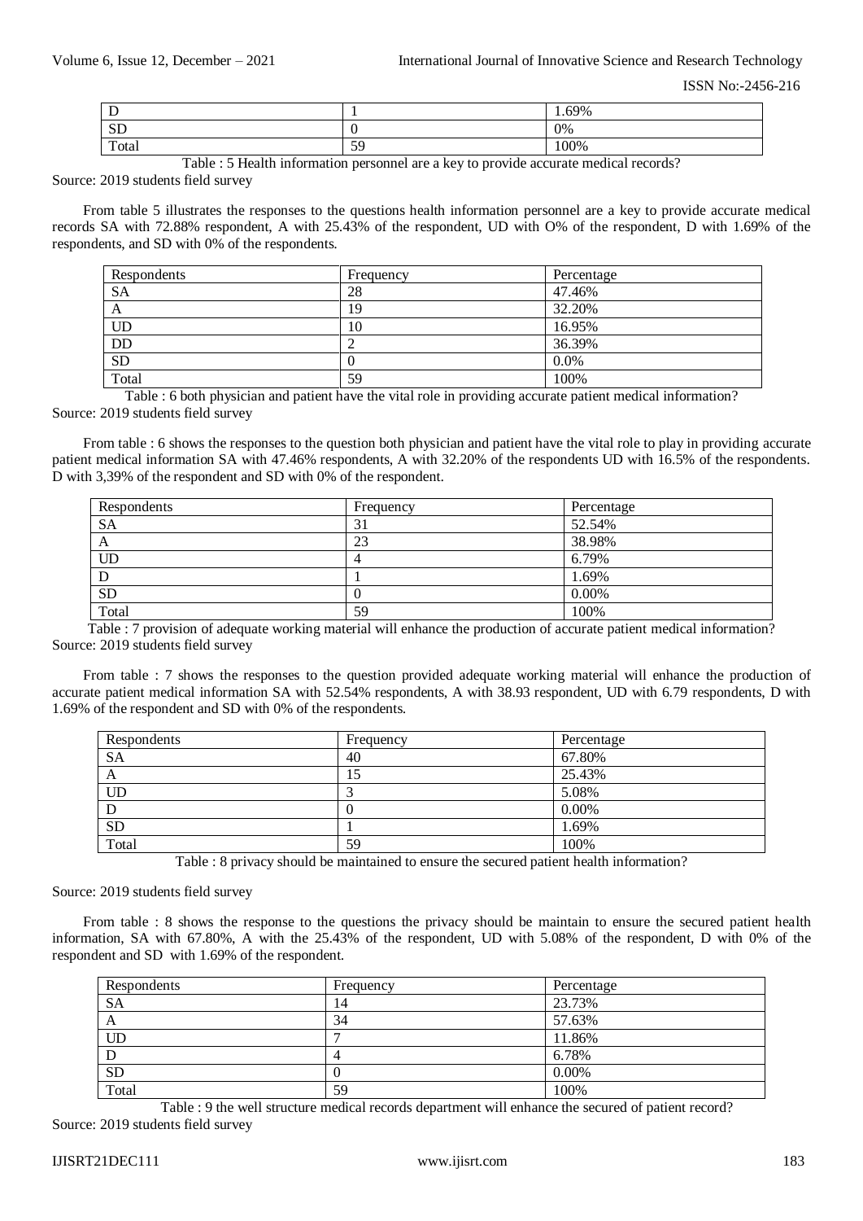| D | 1 | 1.69% |
|---|---|---|
| SD | 0 | 0% |
| Total | 59 | 100% |

Table : 5 Health information personnel are a key to provide accurate medical records?

Source: 2019 students field survey

From table 5 illustrates the responses to the questions health information personnel are a key to provide accurate medical records SA with 72.88% respondent, A with 25.43% of the respondent, UD with O% of the respondent, D with 1.69% of the respondents, and SD with 0% of the respondents.

| Respondents | Frequency | Percentage |
|---|---|---|
| SA | 28 | 47.46% |
| A | 19 | 32.20% |
| UD | 10 | 16.95% |
| DD | 2 | 36.39% |
| SD | 0 | 0.0% |
| Total | 59 | 100% |

Table : 6 both physician and patient have the vital role in providing accurate patient medical information?

Source: 2019 students field survey

From table : 6 shows the responses to the question both physician and patient have the vital role to play in providing accurate patient medical information SA with 47.46% respondents, A with 32.20% of the respondents UD with 16.5% of the respondents. D with 3,39% of the respondent and SD with 0% of the respondent.

| Respondents | Frequency | Percentage |
|---|---|---|
| SA | 31 | 52.54% |
| A | 23 | 38.98% |
| UD | 4 | 6.79% |
| D | 1 | 1.69% |
| SD | 0 | 0.00% |
| Total | 59 | 100% |

Table : 7 provision of adequate working material will enhance the production of accurate patient medical information?

Source: 2019 students field survey

From table : 7 shows the responses to the question provided adequate working material will enhance the production of accurate patient medical information SA with 52.54% respondents, A with 38.93 respondent, UD with 6.79 respondents, D with 1.69% of the respondent and SD with 0% of the respondents.

| Respondents | Frequency | Percentage |
|---|---|---|
| SA | 40 | 67.80% |
| A | 15 | 25.43% |
| UD | 3 | 5.08% |
| D | 0 | 0.00% |
| SD | 1 | 1.69% |
| Total | 59 | 100% |

Table : 8 privacy should be maintained to ensure the secured patient health information?

Source: 2019 students field survey

From table : 8 shows the response to the questions the privacy should be maintain to ensure the secured patient health information, SA with 67.80%, A with the 25.43% of the respondent, UD with 5.08% of the respondent, D with 0% of the respondent and SD with 1.69% of the respondent.

| Respondents | Frequency | Percentage |
|---|---|---|
| SA | 14 | 23.73% |
| A | 34 | 57.63% |
| UD | 7 | 11.86% |
| D | 4 | 6.78% |
| SD | 0 | 0.00% |
| Total | 59 | 100% |

Table : 9 the well structure medical records department will enhance the secured of patient record?

Source: 2019 students field survey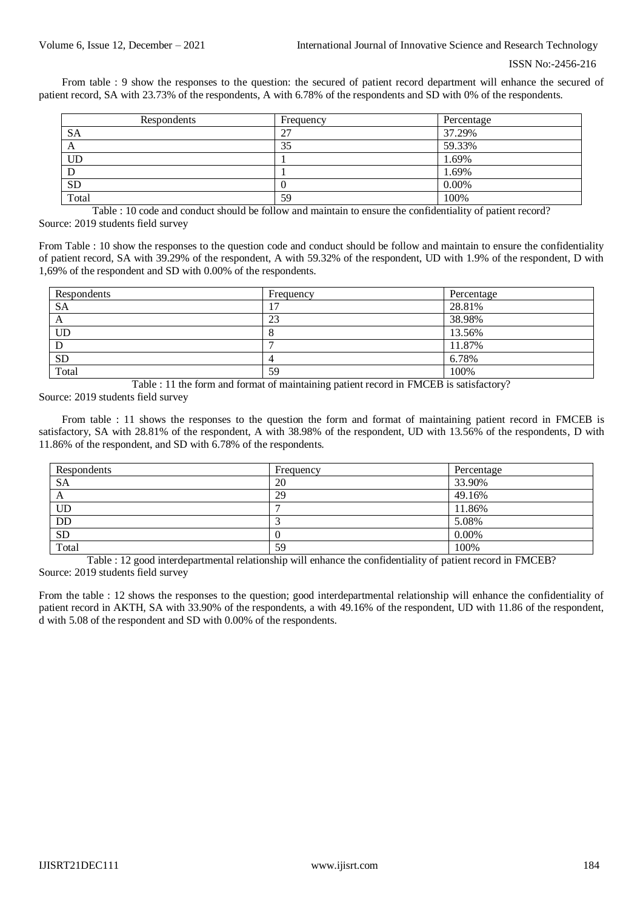From table : 9 show the responses to the question: the secured of patient record department will enhance the secured of patient record, SA with 23.73% of the respondents, A with 6.78% of the respondents and SD with 0% of the respondents.

| Respondents | Frequency | Percentage |
|---|---|---|
| SA | 27 | 37.29% |
| A | 35 | 59.33% |
| UD | 1 | 1.69% |
| D | 1 | 1.69% |
| SD | 0 | 0.00% |
| Total | 59 | 100% |

Table : 10 code and conduct should be follow and maintain to ensure the confidentiality of patient record?
Source: 2019 students field survey

From Table : 10 show the responses to the question code and conduct should be follow and maintain to ensure the confidentiality of patient record, SA with 39.29% of the respondent, A with 59.32% of the respondent, UD with 1.9% of the respondent, D with 1,69% of the respondent and SD with 0.00% of the respondents.

| Respondents | Frequency | Percentage |
|---|---|---|
| SA | 17 | 28.81% |
| A | 23 | 38.98% |
| UD | 8 | 13.56% |
| D | 7 | 11.87% |
| SD | 4 | 6.78% |
| Total | 59 | 100% |

Table : 11 the form and format of maintaining patient record in FMCEB is satisfactory?
Source: 2019 students field survey

From table : 11 shows the responses to the question the form and format of maintaining patient record in FMCEB is satisfactory, SA with 28.81% of the respondent, A with 38.98% of the respondent, UD with 13.56% of the respondents, D with 11.86% of the respondent, and SD with 6.78% of the respondents.

| Respondents | Frequency | Percentage |
|---|---|---|
| SA | 20 | 33.90% |
| A | 29 | 49.16% |
| UD | 7 | 11.86% |
| DD | 3 | 5.08% |
| SD | 0 | 0.00% |
| Total | 59 | 100% |

Table : 12 good interdepartmental relationship will enhance the confidentiality of patient record in FMCEB?
Source: 2019 students field survey

From the table : 12 shows the responses to the question; good interdepartmental relationship will enhance the confidentiality of patient record in AKTH, SA with 33.90% of the respondents, a with 49.16% of the respondent, UD with 11.86 of the respondent, d with 5.08 of the respondent and SD with 0.00% of the respondents.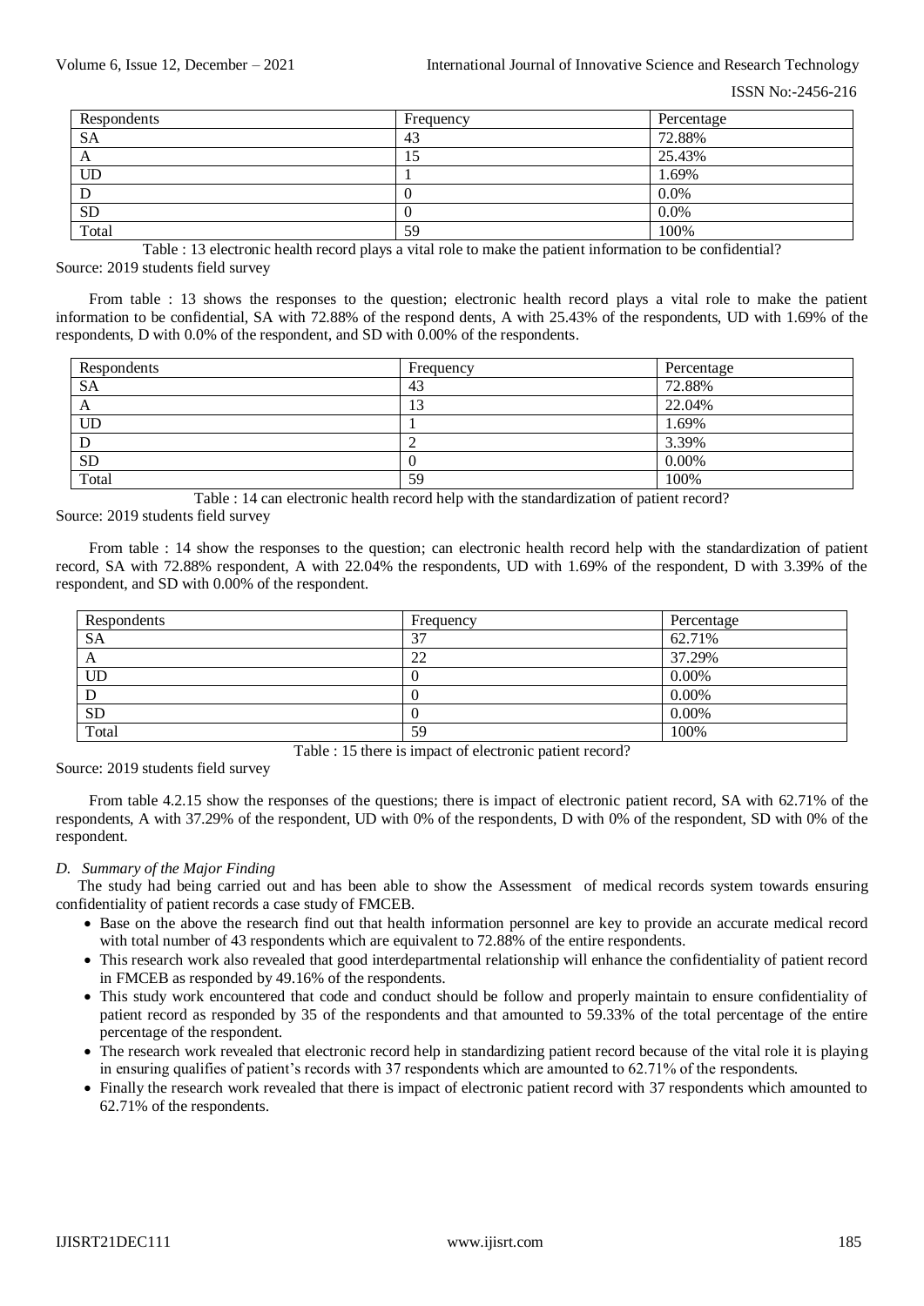| Respondents | Frequency | Percentage |
|---|---|---|
| SA | 43 | 72.88% |
| A | 15 | 25.43% |
| UD | 1 | 1.69% |
| D | 0 | 0.0% |
| SD | 0 | 0.0% |
| Total | 59 | 100% |

Table : 13 electronic health record plays a vital role to make the patient information to be confidential?

Source: 2019 students field survey

From table : 13 shows the responses to the question; electronic health record plays a vital role to make the patient information to be confidential, SA with 72.88% of the respond dents, A with 25.43% of the respondents, UD with 1.69% of the respondents, D with 0.0% of the respondent, and SD with 0.00% of the respondents.

| Respondents | Frequency | Percentage |
|---|---|---|
| SA | 43 | 72.88% |
| A | 13 | 22.04% |
| UD | 1 | 1.69% |
| D | 2 | 3.39% |
| SD | 0 | 0.00% |
| Total | 59 | 100% |

Table : 14 can electronic health record help with the standardization of patient record?

Source: 2019 students field survey

From table : 14 show the responses to the question; can electronic health record help with the standardization of patient record, SA with 72.88% respondent, A with 22.04% the respondents, UD with 1.69% of the respondent, D with 3.39% of the respondent, and SD with 0.00% of the respondent.

| Respondents | Frequency | Percentage |
|---|---|---|
| SA | 37 | 62.71% |
| A | 22 | 37.29% |
| UD | 0 | 0.00% |
| D | 0 | 0.00% |
| SD | 0 | 0.00% |
| Total | 59 | 100% |

Table : 15 there is impact of electronic patient record?

Source: 2019 students field survey

From table 4.2.15 show the responses of the questions; there is impact of electronic patient record, SA with 62.71% of the respondents, A with 37.29% of the respondent, UD with 0% of the respondents, D with 0% of the respondent, SD with 0% of the respondent.

### *D. Summary of the Major Finding*

The study had being carried out and has been able to show the Assessment of medical records system towards ensuring confidentiality of patient records a case study of FMCEB.

- Base on the above the research find out that health information personnel are key to provide an accurate medical record with total number of 43 respondents which are equivalent to 72.88% of the entire respondents.
- This research work also revealed that good interdepartmental relationship will enhance the confidentiality of patient record in FMCEB as responded by 49.16% of the respondents.
- This study work encountered that code and conduct should be follow and properly maintain to ensure confidentiality of patient record as responded by 35 of the respondents and that amounted to 59.33% of the total percentage of the entire percentage of the respondent.
- The research work revealed that electronic record help in standardizing patient record because of the vital role it is playing in ensuring qualifies of patient's records with 37 respondents which are amounted to 62.71% of the respondents.
- Finally the research work revealed that there is impact of electronic patient record with 37 respondents which amounted to 62.71% of the respondents.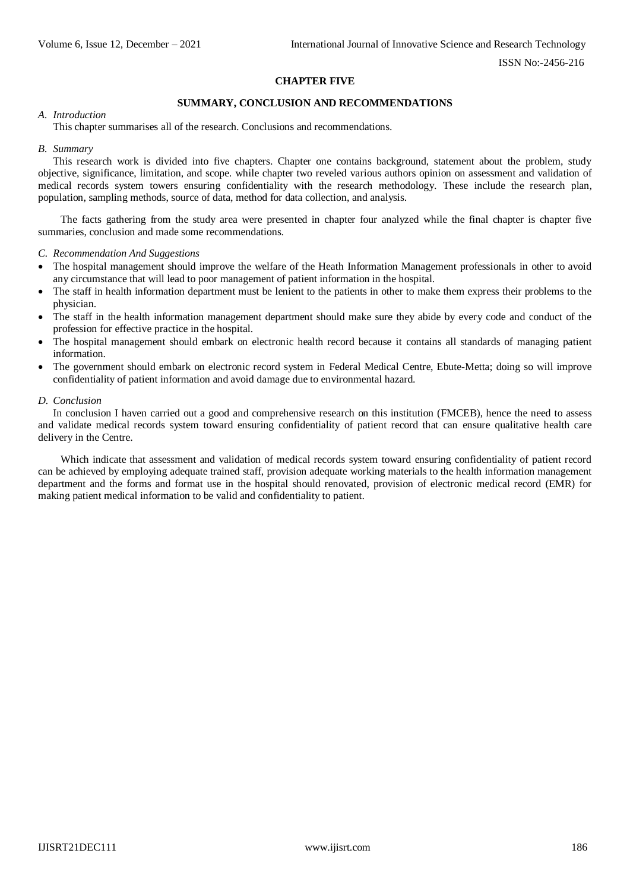# CHAPTER FIVE

## SUMMARY, CONCLUSION AND RECOMMENDATIONS

### *A. Introduction*

This chapter summarises all of the research. Conclusions and recommendations.

### *B. Summary*

This research work is divided into five chapters. Chapter one contains background, statement about the problem, study objective, significance, limitation, and scope. while chapter two reveled various authors opinion on assessment and validation of medical records system towers ensuring confidentiality with the research methodology. These include the research plan, population, sampling methods, source of data, method for data collection, and analysis.

The facts gathering from the study area were presented in chapter four analyzed while the final chapter is chapter five summaries, conclusion and made some recommendations.

### *C. Recommendation And Suggestions*

- The hospital management should improve the welfare of the Heath Information Management professionals in other to avoid any circumstance that will lead to poor management of patient information in the hospital.
- The staff in health information department must be lenient to the patients in other to make them express their problems to the physician.
- The staff in the health information management department should make sure they abide by every code and conduct of the profession for effective practice in the hospital.
- The hospital management should embark on electronic health record because it contains all standards of managing patient information.
- The government should embark on electronic record system in Federal Medical Centre, Ebute-Metta; doing so will improve confidentiality of patient information and avoid damage due to environmental hazard.

### *D. Conclusion*

In conclusion I haven carried out a good and comprehensive research on this institution (FMCEB), hence the need to assess and validate medical records system toward ensuring confidentiality of patient record that can ensure qualitative health care delivery in the Centre.

Which indicate that assessment and validation of medical records system toward ensuring confidentiality of patient record can be achieved by employing adequate trained staff, provision adequate working materials to the health information management department and the forms and format use in the hospital should renovated, provision of electronic medical record (EMR) for making patient medical information to be valid and confidentiality to patient.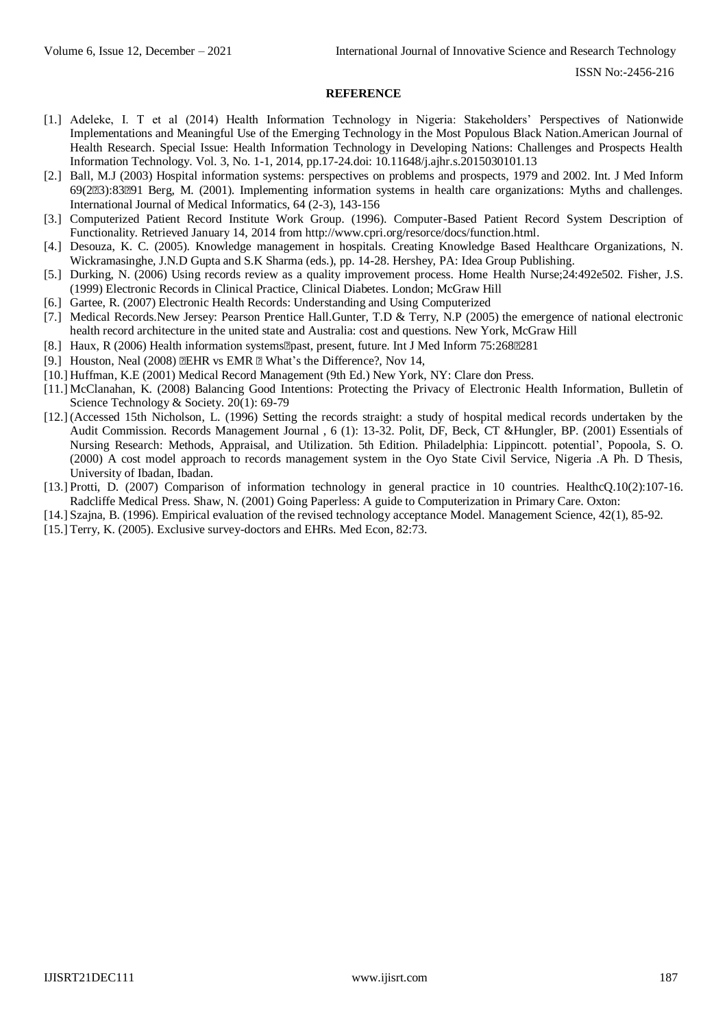## REFERENCE

[1.] Adeleke, I. T et al (2014) Health Information Technology in Nigeria: Stakeholders' Perspectives of Nationwide Implementations and Meaningful Use of the Emerging Technology in the Most Populous Black Nation.American Journal of Health Research. Special Issue: Health Information Technology in Developing Nations: Challenges and Prospects Health Information Technology. Vol. 3, No. 1-1, 2014, pp.17-24.doi: 10.11648/j.ajhr.s.2015030101.13

[2.] Ball, M.J (2003) Hospital information systems: perspectives on problems and prospects, 1979 and 2002. Int. J Med Inform 69(2�3):83�91 Berg, M. (2001). Implementing information systems in health care organizations: Myths and challenges. International Journal of Medical Informatics, 64 (2-3), 143-156

[3.] Computerized Patient Record Institute Work Group. (1996). Computer-Based Patient Record System Description of Functionality. Retrieved January 14, 2014 from http://www.cpri.org/resorce/docs/function.html.

[4.] Desouza, K. C. (2005). Knowledge management in hospitals. Creating Knowledge Based Healthcare Organizations, N. Wickramasinghe, J.N.D Gupta and S.K Sharma (eds.), pp. 14-28. Hershey, PA: Idea Group Publishing.

[5.] Durking, N. (2006) Using records review as a quality improvement process. Home Health Nurse;24:492e502. Fisher, J.S. (1999) Electronic Records in Clinical Practice, Clinical Diabetes. London; McGraw Hill

[6.] Gartee, R. (2007) Electronic Health Records: Understanding and Using Computerized

[7.] Medical Records.New Jersey: Pearson Prentice Hall.Gunter, T.D & Terry, N.P (2005) the emergence of national electronic health record architecture in the united state and Australia: cost and questions. New York, McGraw Hill

[8.] Haux, R (2006) Health information systems�past, present, future. Int J Med Inform 75:268�281

[9.] Houston, Neal (2008) �EHR vs EMR � What's the Difference?, Nov 14,

[10.] Huffman, K.E (2001) Medical Record Management (9th Ed.) New York, NY: Clare don Press.

[11.] McClanahan, K. (2008) Balancing Good Intentions: Protecting the Privacy of Electronic Health Information, Bulletin of Science Technology & Society. 20(1): 69-79

[12.] (Accessed 15th Nicholson, L. (1996) Setting the records straight: a study of hospital medical records undertaken by the Audit Commission. Records Management Journal , 6 (1): 13-32. Polit, DF, Beck, CT &Hungler, BP. (2001) Essentials of Nursing Research: Methods, Appraisal, and Utilization. 5th Edition. Philadelphia: Lippincott. potential', Popoola, S. O. (2000) A cost model approach to records management system in the Oyo State Civil Service, Nigeria .A Ph. D Thesis, University of Ibadan, Ibadan.

[13.] Protti, D. (2007) Comparison of information technology in general practice in 10 countries. HealthcQ.10(2):107-16. Radcliffe Medical Press. Shaw, N. (2001) Going Paperless: A guide to Computerization in Primary Care. Oxton:

[14.] Szajna, B. (1996). Empirical evaluation of the revised technology acceptance Model. Management Science, 42(1), 85-92.

[15.] Terry, K. (2005). Exclusive survey-doctors and EHRs. Med Econ, 82:73.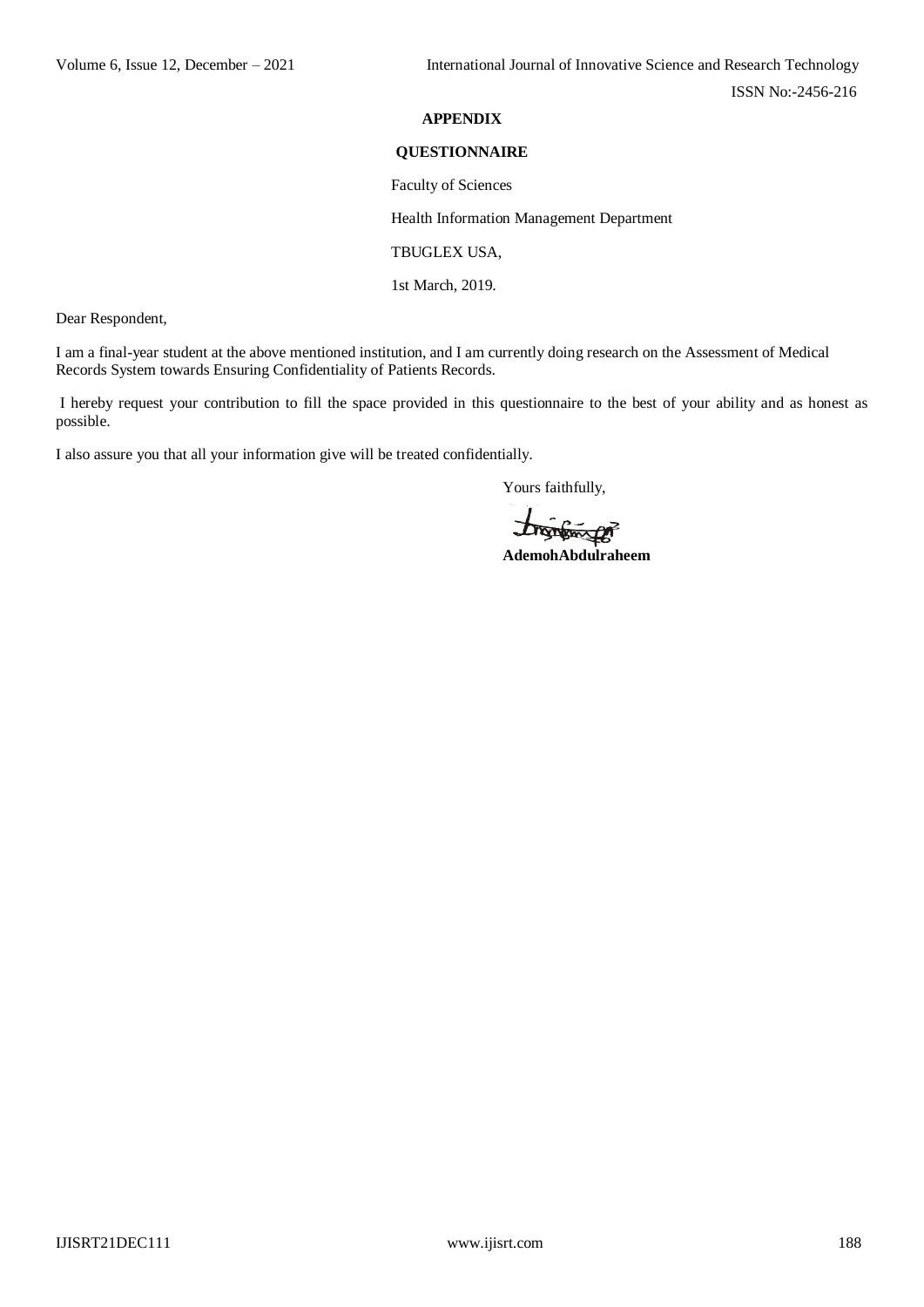**APPENDIX**

**QUESTIONNAIRE**

Faculty of Sciences

Health Information Management Department

TBUGLEX USA,

1st March, 2019.

Dear Respondent,

I am a final-year student at the above mentioned institution, and I am currently doing research on the Assessment of Medical Records System towards Ensuring Confidentiality of Patients Records.

I hereby request your contribution to fill the space provided in this questionnaire to the best of your ability and as honest as possible.

I also assure you that all your information give will be treated confidentially.

Yours faithfully,

**AdemohAbdulraheem**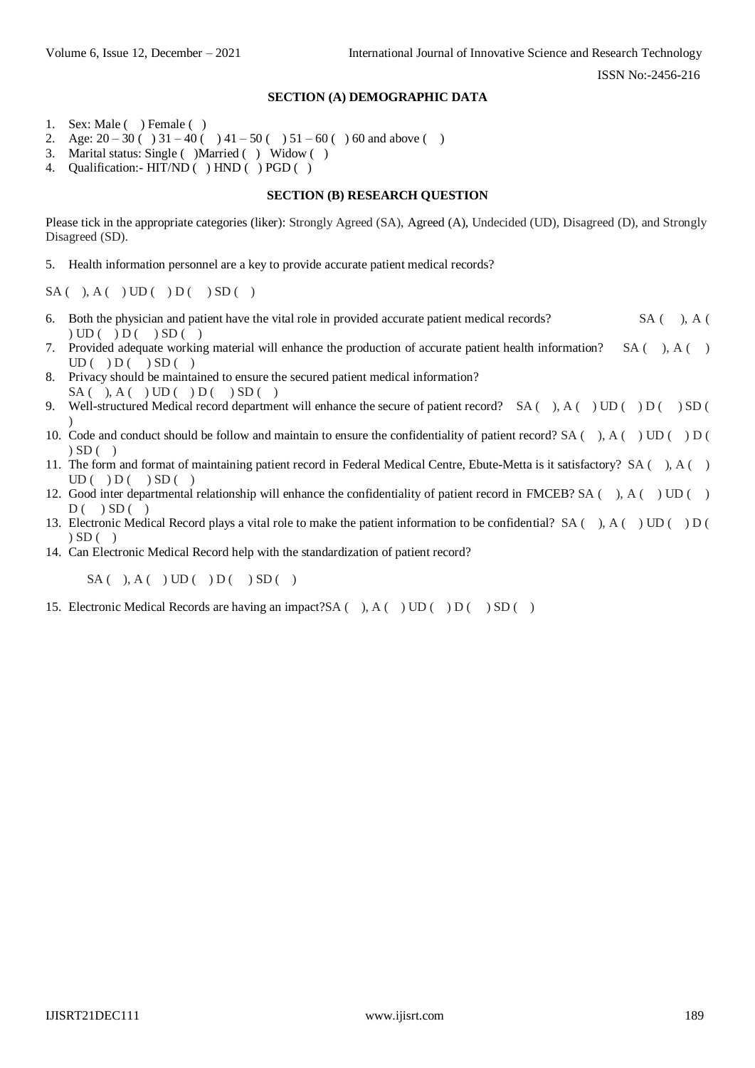### SECTION (A) DEMOGRAPHIC DATA

1. Sex: Male ( ) Female ( )
2. Age: 20 – 30 ( ) 31 – 40 ( ) 41 – 50 ( ) 51 – 60 ( ) 60 and above ( )
3. Marital status: Single ( )Married ( ) Widow ( )
4. Qualification:- HIT/ND ( ) HND ( ) PGD ( )

### SECTION (B) RESEARCH QUESTION

Please tick in the appropriate categories (liker): Strongly Agreed (SA), Agreed (A), Undecided (UD), Disagreed (D), and Strongly Disagreed (SD).

5. Health information personnel are a key to provide accurate patient medical records?

   SA ( ), A ( ) UD ( ) D ( ) SD ( )

6. Both the physician and patient have the vital role in provided accurate patient medical records? SA ( ), A ( ) UD ( ) D ( ) SD ( )
7. Provided adequate working material will enhance the production of accurate patient health information? SA ( ), A ( ) UD ( ) D ( ) SD ( )
8. Privacy should be maintained to ensure the secured patient medical information? SA ( ), A ( ) UD ( ) D ( ) SD ( )
9. Well-structured Medical record department will enhance the secure of patient record? SA ( ), A ( ) UD ( ) D ( ) SD ( )
10. Code and conduct should be follow and maintain to ensure the confidentiality of patient record? SA ( ), A ( ) UD ( ) D ( ) SD ( )
11. The form and format of maintaining patient record in Federal Medical Centre, Ebute-Metta is it satisfactory? SA ( ), A ( ) UD ( ) D ( ) SD ( )
12. Good inter departmental relationship will enhance the confidentiality of patient record in FMCEB? SA ( ), A ( ) UD ( ) D ( ) SD ( )
13. Electronic Medical Record plays a vital role to make the patient information to be confidential? SA ( ), A ( ) UD ( ) D ( ) SD ( )
14. Can Electronic Medical Record help with the standardization of patient record?

    SA ( ), A ( ) UD ( ) D ( ) SD ( )

15. Electronic Medical Records are having an impact?SA ( ), A ( ) UD ( ) D ( ) SD ( )